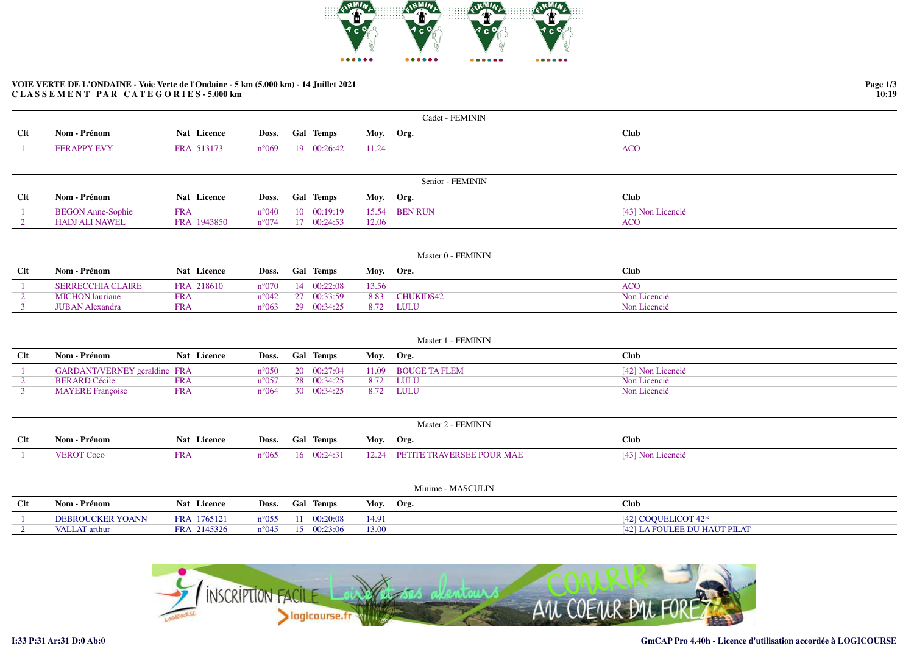**VOIE VERTE DE L'ONDAINE - Voie Verte de l'Ondaine - 5 km (5.000 km) - 14 Juillet 2021**

**C L A S S E M E N T   P A R   C A T E G O R I E S - 5.000 km**

### Cadet - FEMININ

| Clt | Nom - Prénom | Nat | Licence | Doss. | Gal | Temps | Moy. | Org. | Club |
|---|---|---|---|---|---|---|---|---|---|
| 1 | FERAPPY EVY | FRA | 513173 | n°069 | 19 | 00:26:42 | 11.24 | | ACO |

### Senior - FEMININ

| Clt | Nom - Prénom | Nat | Licence | Doss. | Gal | Temps | Moy. | Org. | Club |
|---|---|---|---|---|---|---|---|---|---|
| 1 | BEGON Anne-Sophie | FRA | | n°040 | 10 | 00:19:19 | 15.54 | BEN RUN | [43] Non Licencié |
| 2 | HADJ ALI NAWEL | FRA | 1943850 | n°074 | 17 | 00:24:53 | 12.06 | | ACO |

### Master 0 - FEMININ

| Clt | Nom - Prénom | Nat | Licence | Doss. | Gal | Temps | Moy. | Org. | Club |
|---|---|---|---|---|---|---|---|---|---|
| 1 | SERRECCHIA CLAIRE | FRA | 218610 | n°070 | 14 | 00:22:08 | 13.56 | | ACO |
| 2 | MICHON lauriane | FRA | | n°042 | 27 | 00:33:59 | 8.83 | CHUKIDS42 | Non Licencié |
| 3 | JUBAN Alexandra | FRA | | n°063 | 29 | 00:34:25 | 8.72 | LULU | Non Licencié |

### Master 1 - FEMININ

| Clt | Nom - Prénom | Nat | Licence | Doss. | Gal | Temps | Moy. | Org. | Club |
|---|---|---|---|---|---|---|---|---|---|
| 1 | GARDANT/VERNEY geraldine | FRA | | n°050 | 20 | 00:27:04 | 11.09 | BOUGE TA FLEM | [42] Non Licencié |
| 2 | BERARD Cécile | FRA | | n°057 | 28 | 00:34:25 | 8.72 | LULU | Non Licencié |
| 3 | MAYERE Françoise | FRA | | n°064 | 30 | 00:34:25 | 8.72 | LULU | Non Licencié |

### Master 2 - FEMININ

| Clt | Nom - Prénom | Nat | Licence | Doss. | Gal | Temps | Moy. | Org. | Club |
|---|---|---|---|---|---|---|---|---|---|
| 1 | VEROT Coco | FRA | | n°065 | 16 | 00:24:31 | 12.24 | PETITE TRAVERSEE POUR MAE | [43] Non Licencié |

### Minime - MASCULIN

| Clt | Nom - Prénom | Nat | Licence | Doss. | Gal | Temps | Moy. | Org. | Club |
|---|---|---|---|---|---|---|---|---|---|
| 1 | DEBROUCKER YOANN | FRA | 1765121 | n°055 | 11 | 00:20:08 | 14.91 | | [42] COQUELICOT 42* |
| 2 | VALLAT arthur | FRA | 2145326 | n°045 | 15 | 00:23:06 | 13.00 | | [42] LA FOULEE DU HAUT PILAT |

I:33 P:31 Ar:31 D:0 Ab:0

GmCAP Pro 4.40h - Licence d'utilisation accordée à LOGICOURSE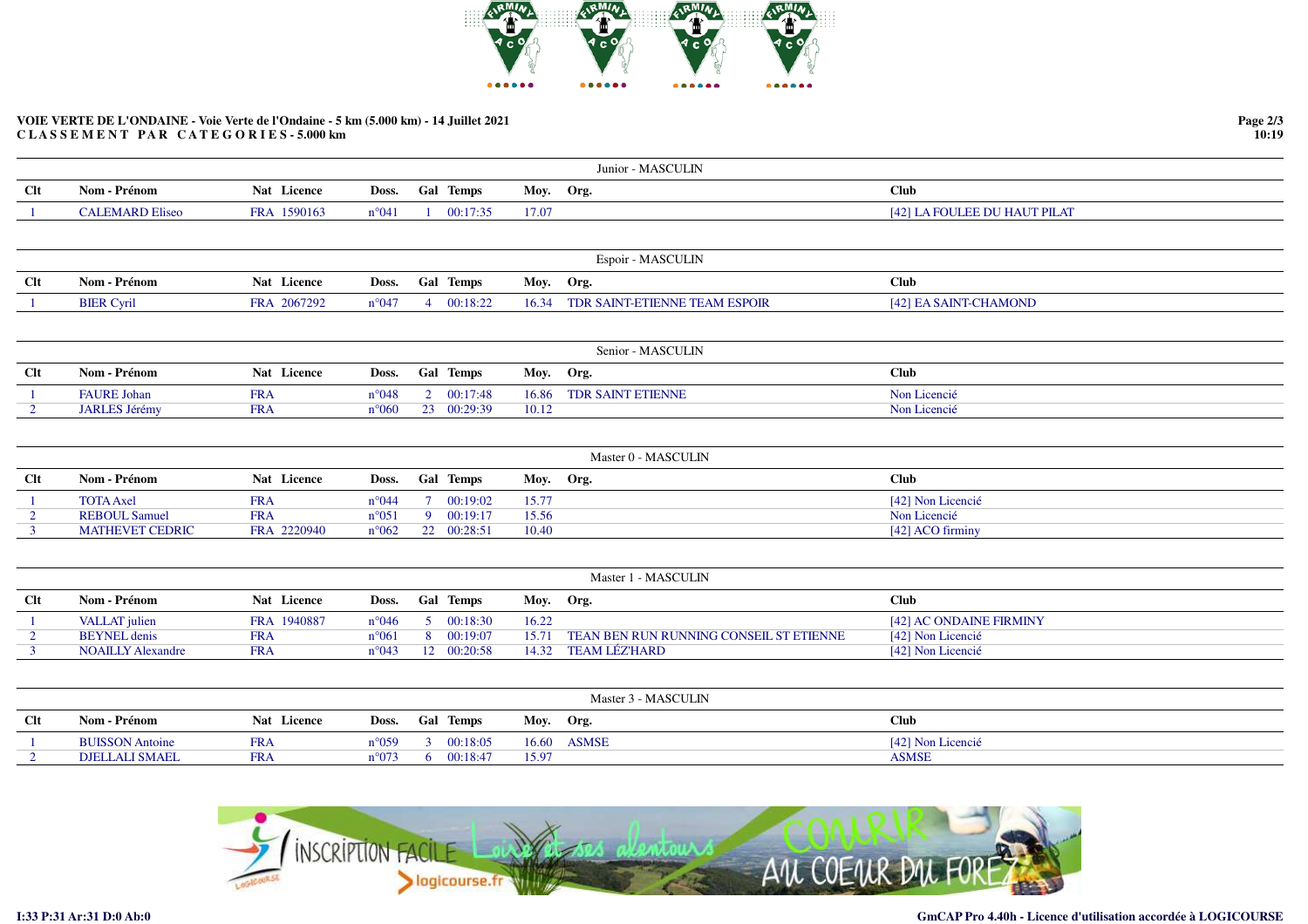**VOIE VERTE DE L'ONDAINE - Voie Verte de l'Ondaine - 5 km (5.000 km) - 14 Juillet 2021**
**C L A S S E M E N T   P A R   C A T E G O R I E S - 5.000 km**

### Junior - MASCULIN

| Clt | Nom - Prénom | Nat | Licence | Doss. | Gal | Temps | Moy. | Org. | Club |
|---|---|---|---|---|---|---|---|---|---|
| 1 | CALEMARD Eliseo | FRA | 1590163 | n°041 | 1 | 00:17:35 | 17.07 | | [42] LA FOULEE DU HAUT PILAT |

### Espoir - MASCULIN

| Clt | Nom - Prénom | Nat | Licence | Doss. | Gal | Temps | Moy. | Org. | Club |
|---|---|---|---|---|---|---|---|---|---|
| 1 | BIER Cyril | FRA | 2067292 | n°047 | 4 | 00:18:22 | 16.34 | TDR SAINT-ETIENNE TEAM ESPOIR | [42] EA SAINT-CHAMOND |

### Senior - MASCULIN

| Clt | Nom - Prénom | Nat | Licence | Doss. | Gal | Temps | Moy. | Org. | Club |
|---|---|---|---|---|---|---|---|---|---|
| 1 | FAURE Johan | FRA | | n°048 | 2 | 00:17:48 | 16.86 | TDR SAINT ETIENNE | Non Licencié |
| 2 | JARLES Jérémy | FRA | | n°060 | 23 | 00:29:39 | 10.12 | | Non Licencié |

### Master 0 - MASCULIN

| Clt | Nom - Prénom | Nat | Licence | Doss. | Gal | Temps | Moy. | Org. | Club |
|---|---|---|---|---|---|---|---|---|---|
| 1 | TOTA Axel | FRA | | n°044 | 7 | 00:19:02 | 15.77 | | [42] Non Licencié |
| 2 | REBOUL Samuel | FRA | | n°051 | 9 | 00:19:17 | 15.56 | | Non Licencié |
| 3 | MATHEVET CEDRIC | FRA | 2220940 | n°062 | 22 | 00:28:51 | 10.40 | | [42] ACO firminy |

### Master 1 - MASCULIN

| Clt | Nom - Prénom | Nat | Licence | Doss. | Gal | Temps | Moy. | Org. | Club |
|---|---|---|---|---|---|---|---|---|---|
| 1 | VALLAT julien | FRA | 1940887 | n°046 | 5 | 00:18:30 | 16.22 | | [42] AC ONDAINE FIRMINY |
| 2 | BEYNEL denis | FRA | | n°061 | 8 | 00:19:07 | 15.71 | TEAN BEN RUN RUNNING CONSEIL ST ETIENNE | [42] Non Licencié |
| 3 | NOAILLY Alexandre | FRA | | n°043 | 12 | 00:20:58 | 14.32 | TEAM LÉZ'HARD | [42] Non Licencié |

### Master 3 - MASCULIN

| Clt | Nom - Prénom | Nat | Licence | Doss. | Gal | Temps | Moy. | Org. | Club |
|---|---|---|---|---|---|---|---|---|---|
| 1 | BUISSON Antoine | FRA | | n°059 | 3 | 00:18:05 | 16.60 | ASMSE | [42] Non Licencié |
| 2 | DJELLALI SMAEL | FRA | | n°073 | 6 | 00:18:47 | 15.97 | | ASMSE |

I:33 P:31 Ar:31 D:0 Ab:0

GmCAP Pro 4.40h - Licence d'utilisation accordée à LOGICOURSE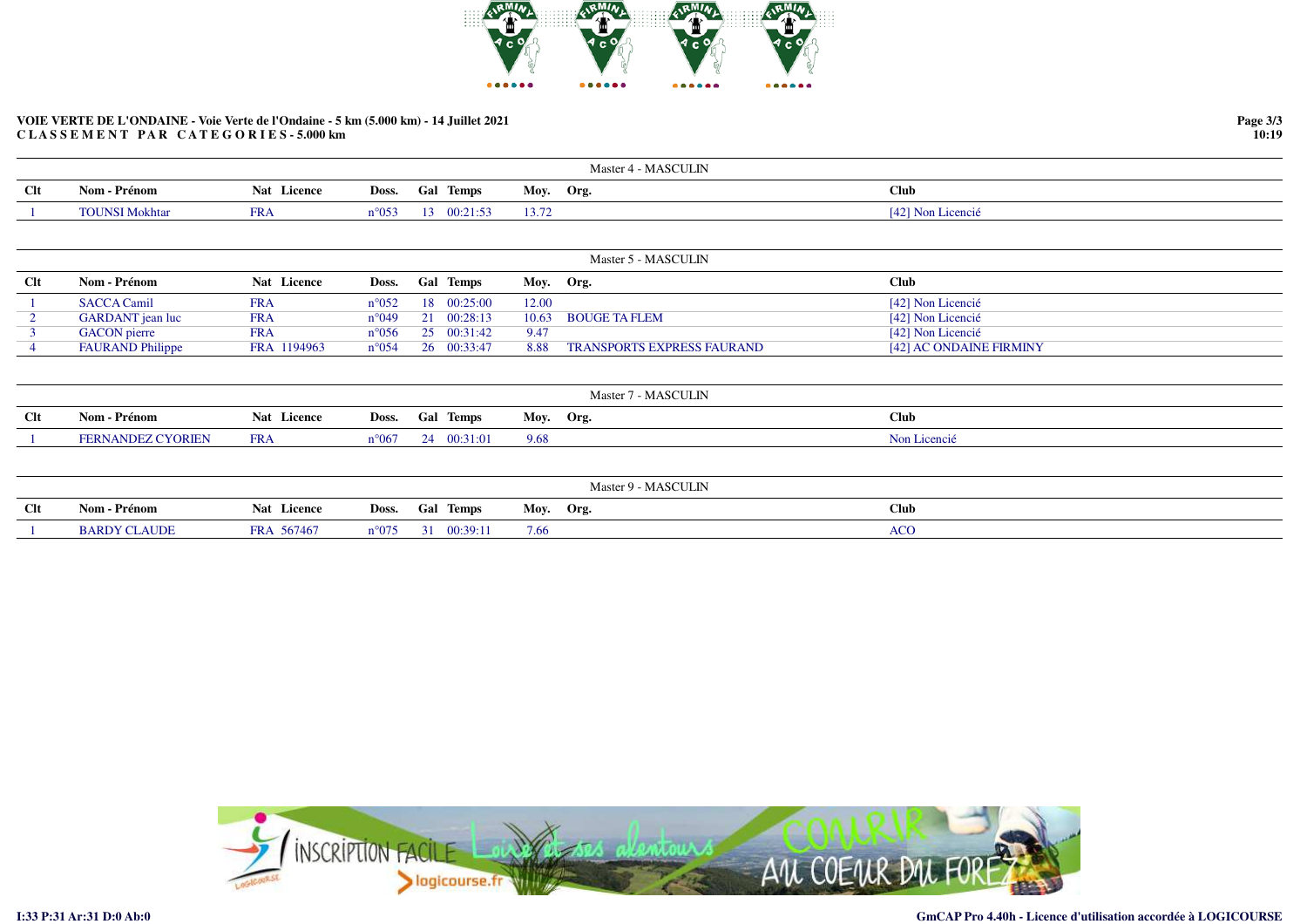**VOIE VERTE DE L'ONDAINE - Voie Verte de l'Ondaine - 5 km (5.000 km) - 14 Juillet 2021**
**CLASSEMENT PAR CATEGORIES - 5.000 km**

### Master 4 - MASCULIN

| Clt | Nom - Prénom | Nat | Licence | Doss. | Gal | Temps | Moy. | Org. | Club |
|---|---|---|---|---|---|---|---|---|---|
| 1 | TOUNSI Mokhtar | FRA | | n°053 | 13 | 00:21:53 | 13.72 | | [42] Non Licencié |

### Master 5 - MASCULIN

| Clt | Nom - Prénom | Nat | Licence | Doss. | Gal | Temps | Moy. | Org. | Club |
|---|---|---|---|---|---|---|---|---|---|
| 1 | SACCA Camil | FRA | | n°052 | 18 | 00:25:00 | 12.00 | | [42] Non Licencié |
| 2 | GARDANT jean luc | FRA | | n°049 | 21 | 00:28:13 | 10.63 | BOUGE TA FLEM | [42] Non Licencié |
| 3 | GACON pierre | FRA | | n°056 | 25 | 00:31:42 | 9.47 | | [42] Non Licencié |
| 4 | FAURAND Philippe | FRA | 1194963 | n°054 | 26 | 00:33:47 | 8.88 | TRANSPORTS EXPRESS FAURAND | [42] AC ONDAINE FIRMINY |

### Master 7 - MASCULIN

| Clt | Nom - Prénom | Nat | Licence | Doss. | Gal | Temps | Moy. | Org. | Club |
|---|---|---|---|---|---|---|---|---|---|
| 1 | FERNANDEZ CYORIEN | FRA | | n°067 | 24 | 00:31:01 | 9.68 | | Non Licencié |

### Master 9 - MASCULIN

| Clt | Nom - Prénom | Nat | Licence | Doss. | Gal | Temps | Moy. | Org. | Club |
|---|---|---|---|---|---|---|---|---|---|
| 1 | BARDY CLAUDE | FRA | 567467 | n°075 | 31 | 00:39:11 | 7.66 | | ACO |

I:33 P:31 Ar:31 D:0 Ab:0

GmCAP Pro 4.40h - Licence d'utilisation accordée à LOGICOURSE